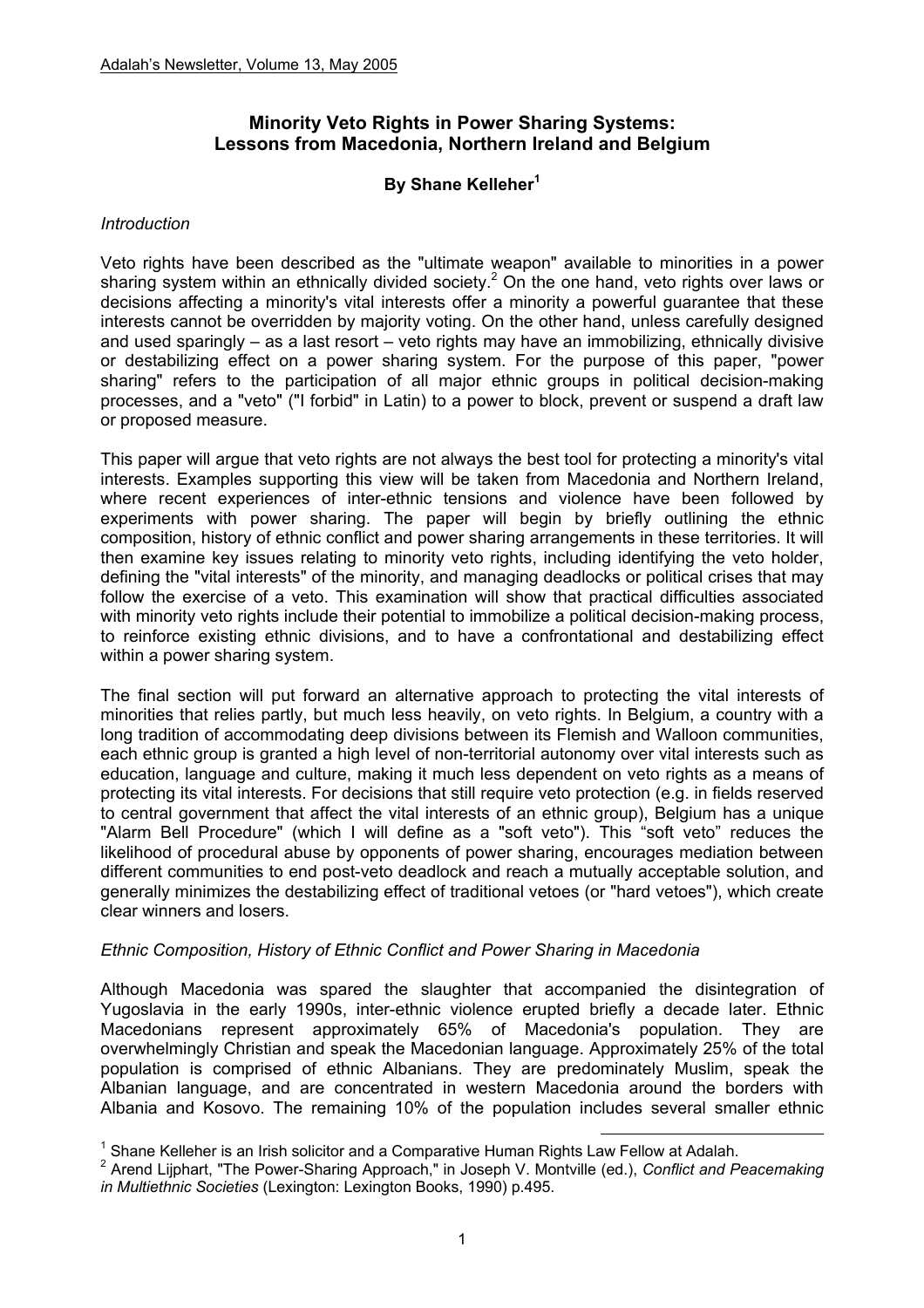Adalah's Newsletter, Volume 13, May 2005

# Minority Veto Rights in Power Sharing Systems: Lessons from Macedonia, Northern Ireland and Belgium

**By Shane Kelleher[1]**

*Introduction*

Veto rights have been described as the "ultimate weapon" available to minorities in a power sharing system within an ethnically divided society.[2] On the one hand, veto rights over laws or decisions affecting a minority's vital interests offer a minority a powerful guarantee that these interests cannot be overridden by majority voting. On the other hand, unless carefully designed and used sparingly – as a last resort – veto rights may have an immobilizing, ethnically divisive or destabilizing effect on a power sharing system. For the purpose of this paper, "power sharing" refers to the participation of all major ethnic groups in political decision-making processes, and a "veto" ("I forbid" in Latin) to a power to block, prevent or suspend a draft law or proposed measure.

This paper will argue that veto rights are not always the best tool for protecting a minority's vital interests. Examples supporting this view will be taken from Macedonia and Northern Ireland, where recent experiences of inter-ethnic tensions and violence have been followed by experiments with power sharing. The paper will begin by briefly outlining the ethnic composition, history of ethnic conflict and power sharing arrangements in these territories. It will then examine key issues relating to minority veto rights, including identifying the veto holder, defining the "vital interests" of the minority, and managing deadlocks or political crises that may follow the exercise of a veto. This examination will show that practical difficulties associated with minority veto rights include their potential to immobilize a political decision-making process, to reinforce existing ethnic divisions, and to have a confrontational and destabilizing effect within a power sharing system.

The final section will put forward an alternative approach to protecting the vital interests of minorities that relies partly, but much less heavily, on veto rights. In Belgium, a country with a long tradition of accommodating deep divisions between its Flemish and Walloon communities, each ethnic group is granted a high level of non-territorial autonomy over vital interests such as education, language and culture, making it much less dependent on veto rights as a means of protecting its vital interests. For decisions that still require veto protection (e.g. in fields reserved to central government that affect the vital interests of an ethnic group), Belgium has a unique "Alarm Bell Procedure" (which I will define as a "soft veto"). This "soft veto" reduces the likelihood of procedural abuse by opponents of power sharing, encourages mediation between different communities to end post-veto deadlock and reach a mutually acceptable solution, and generally minimizes the destabilizing effect of traditional vetoes (or "hard vetoes"), which create clear winners and losers.

*Ethnic Composition, History of Ethnic Conflict and Power Sharing in Macedonia*

Although Macedonia was spared the slaughter that accompanied the disintegration of Yugoslavia in the early 1990s, inter-ethnic violence erupted briefly a decade later. Ethnic Macedonians represent approximately 65% of Macedonia's population. They are overwhelmingly Christian and speak the Macedonian language. Approximately 25% of the total population is comprised of ethnic Albanians. They are predominately Muslim, speak the Albanian language, and are concentrated in western Macedonia around the borders with Albania and Kosovo. The remaining 10% of the population includes several smaller ethnic

---

[1] Shane Kelleher is an Irish solicitor and a Comparative Human Rights Law Fellow at Adalah.

[2] Arend Lijphart, "The Power-Sharing Approach," in Joseph V. Montville (ed.), *Conflict and Peacemaking in Multiethnic Societies* (Lexington: Lexington Books, 1990) p.495.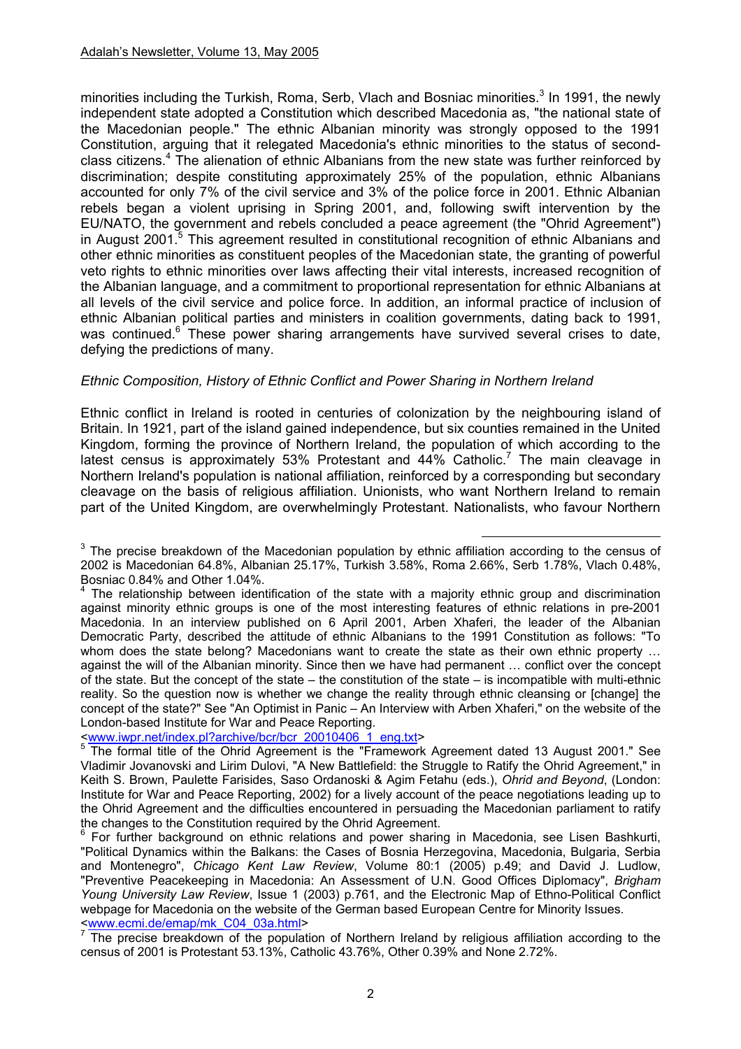minorities including the Turkish, Roma, Serb, Vlach and Bosniac minorities.[3] In 1991, the newly independent state adopted a Constitution which described Macedonia as, "the national state of the Macedonian people." The ethnic Albanian minority was strongly opposed to the 1991 Constitution, arguing that it relegated Macedonia's ethnic minorities to the status of second-class citizens.[4] The alienation of ethnic Albanians from the new state was further reinforced by discrimination; despite constituting approximately 25% of the population, ethnic Albanians accounted for only 7% of the civil service and 3% of the police force in 2001. Ethnic Albanian rebels began a violent uprising in Spring 2001, and, following swift intervention by the EU/NATO, the government and rebels concluded a peace agreement (the "Ohrid Agreement") in August 2001.[5] This agreement resulted in constitutional recognition of ethnic Albanians and other ethnic minorities as constituent peoples of the Macedonian state, the granting of powerful veto rights to ethnic minorities over laws affecting their vital interests, increased recognition of the Albanian language, and a commitment to proportional representation for ethnic Albanians at all levels of the civil service and police force. In addition, an informal practice of inclusion of ethnic Albanian political parties and ministers in coalition governments, dating back to 1991, was continued.[6] These power sharing arrangements have survived several crises to date, defying the predictions of many.

*Ethnic Composition, History of Ethnic Conflict and Power Sharing in Northern Ireland*

Ethnic conflict in Ireland is rooted in centuries of colonization by the neighbouring island of Britain. In 1921, part of the island gained independence, but six counties remained in the United Kingdom, forming the province of Northern Ireland, the population of which according to the latest census is approximately 53% Protestant and 44% Catholic.[7] The main cleavage in Northern Ireland's population is national affiliation, reinforced by a corresponding but secondary cleavage on the basis of religious affiliation. Unionists, who want Northern Ireland to remain part of the United Kingdom, are overwhelmingly Protestant. Nationalists, who favour Northern

---

[3] The precise breakdown of the Macedonian population by ethnic affiliation according to the census of 2002 is Macedonian 64.8%, Albanian 25.17%, Turkish 3.58%, Roma 2.66%, Serb 1.78%, Vlach 0.48%, Bosniac 0.84% and Other 1.04%.

[4] The relationship between identification of the state with a majority ethnic group and discrimination against minority ethnic groups is one of the most interesting features of ethnic relations in pre-2001 Macedonia. In an interview published on 6 April 2001, Arben Xhaferi, the leader of the Albanian Democratic Party, described the attitude of ethnic Albanians to the 1991 Constitution as follows: "To whom does the state belong? Macedonians want to create the state as their own ethnic property … against the will of the Albanian minority. Since then we have had permanent … conflict over the concept of the state. But the concept of the state – the constitution of the state – is incompatible with multi-ethnic reality. So the question now is whether we change the reality through ethnic cleansing or [change] the concept of the state?" See "An Optimist in Panic – An Interview with Arben Xhaferi," on the website of the London-based Institute for War and Peace Reporting. <www.iwpr.net/index.pl?archive/bcr/bcr_20010406_1_eng.txt>

[5] The formal title of the Ohrid Agreement is the "Framework Agreement dated 13 August 2001." See Vladimir Jovanovski and Lirim Dulovi, "A New Battlefield: the Struggle to Ratify the Ohrid Agreement," in Keith S. Brown, Paulette Farisides, Saso Ordanoski & Agim Fetahu (eds.), *Ohrid and Beyond*, (London: Institute for War and Peace Reporting, 2002) for a lively account of the peace negotiations leading up to the Ohrid Agreement and the difficulties encountered in persuading the Macedonian parliament to ratify the changes to the Constitution required by the Ohrid Agreement.

[6] For further background on ethnic relations and power sharing in Macedonia, see Lisen Bashkurti, "Political Dynamics within the Balkans: the Cases of Bosnia Herzegovina, Macedonia, Bulgaria, Serbia and Montenegro", *Chicago Kent Law Review*, Volume 80:1 (2005) p.49; and David J. Ludlow, "Preventive Peacekeeping in Macedonia: An Assessment of U.N. Good Offices Diplomacy", *Brigham Young University Law Review*, Issue 1 (2003) p.761, and the Electronic Map of Ethno-Political Conflict webpage for Macedonia on the website of the German based European Centre for Minority Issues. <www.ecmi.de/emap/mk_C04_03a.html>

[7] The precise breakdown of the population of Northern Ireland by religious affiliation according to the census of 2001 is Protestant 53.13%, Catholic 43.76%, Other 0.39% and None 2.72%.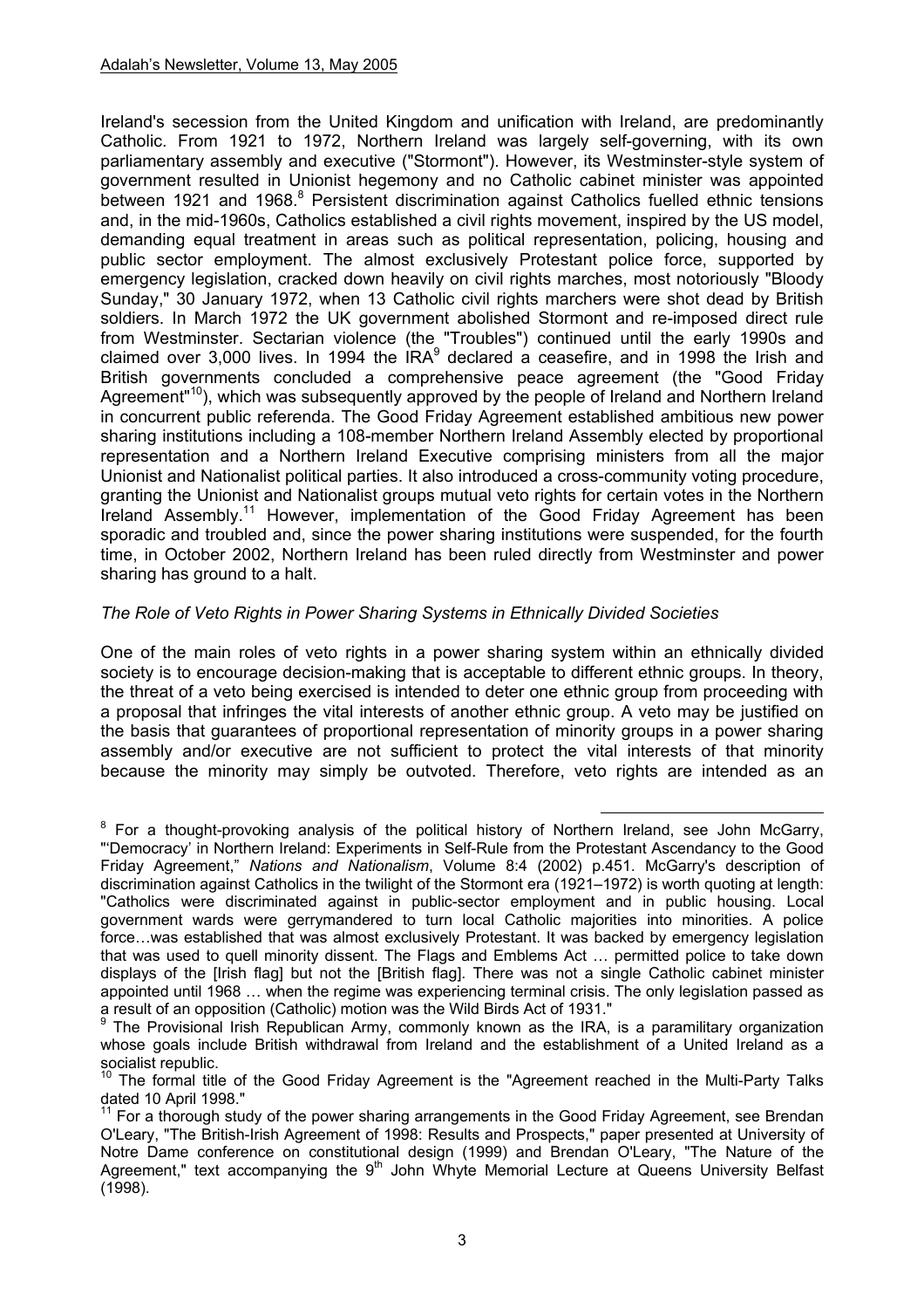Ireland's secession from the United Kingdom and unification with Ireland, are predominantly Catholic. From 1921 to 1972, Northern Ireland was largely self-governing, with its own parliamentary assembly and executive ("Stormont"). However, its Westminster-style system of government resulted in Unionist hegemony and no Catholic cabinet minister was appointed between 1921 and 1968.[8] Persistent discrimination against Catholics fuelled ethnic tensions and, in the mid-1960s, Catholics established a civil rights movement, inspired by the US model, demanding equal treatment in areas such as political representation, policing, housing and public sector employment. The almost exclusively Protestant police force, supported by emergency legislation, cracked down heavily on civil rights marches, most notoriously "Bloody Sunday," 30 January 1972, when 13 Catholic civil rights marchers were shot dead by British soldiers. In March 1972 the UK government abolished Stormont and re-imposed direct rule from Westminster. Sectarian violence (the "Troubles") continued until the early 1990s and claimed over 3,000 lives. In 1994 the IRA[9] declared a ceasefire, and in 1998 the Irish and British governments concluded a comprehensive peace agreement (the "Good Friday Agreement"[10]), which was subsequently approved by the people of Ireland and Northern Ireland in concurrent public referenda. The Good Friday Agreement established ambitious new power sharing institutions including a 108-member Northern Ireland Assembly elected by proportional representation and a Northern Ireland Executive comprising ministers from all the major Unionist and Nationalist political parties. It also introduced a cross-community voting procedure, granting the Unionist and Nationalist groups mutual veto rights for certain votes in the Northern Ireland Assembly.[11] However, implementation of the Good Friday Agreement has been sporadic and troubled and, since the power sharing institutions were suspended, for the fourth time, in October 2002, Northern Ireland has been ruled directly from Westminster and power sharing has ground to a halt.

*The Role of Veto Rights in Power Sharing Systems in Ethnically Divided Societies*

One of the main roles of veto rights in a power sharing system within an ethnically divided society is to encourage decision-making that is acceptable to different ethnic groups. In theory, the threat of a veto being exercised is intended to deter one ethnic group from proceeding with a proposal that infringes the vital interests of another ethnic group. A veto may be justified on the basis that guarantees of proportional representation of minority groups in a power sharing assembly and/or executive are not sufficient to protect the vital interests of that minority because the minority may simply be outvoted. Therefore, veto rights are intended as an

---

[8] For a thought-provoking analysis of the political history of Northern Ireland, see John McGarry, "'Democracy' in Northern Ireland: Experiments in Self-Rule from the Protestant Ascendancy to the Good Friday Agreement," *Nations and Nationalism*, Volume 8:4 (2002) p.451. McGarry's description of discrimination against Catholics in the twilight of the Stormont era (1921–1972) is worth quoting at length: "Catholics were discriminated against in public-sector employment and in public housing. Local government wards were gerrymandered to turn local Catholic majorities into minorities. A police force…was established that was almost exclusively Protestant. It was backed by emergency legislation that was used to quell minority dissent. The Flags and Emblems Act … permitted police to take down displays of the [Irish flag] but not the [British flag]. There was not a single Catholic cabinet minister appointed until 1968 … when the regime was experiencing terminal crisis. The only legislation passed as a result of an opposition (Catholic) motion was the Wild Birds Act of 1931."

[9] The Provisional Irish Republican Army, commonly known as the IRA, is a paramilitary organization whose goals include British withdrawal from Ireland and the establishment of a United Ireland as a socialist republic.

[10] The formal title of the Good Friday Agreement is the "Agreement reached in the Multi-Party Talks dated 10 April 1998."

[11] For a thorough study of the power sharing arrangements in the Good Friday Agreement, see Brendan O'Leary, "The British-Irish Agreement of 1998: Results and Prospects," paper presented at University of Notre Dame conference on constitutional design (1999) and Brendan O'Leary, "The Nature of the Agreement," text accompanying the 9th John Whyte Memorial Lecture at Queens University Belfast (1998).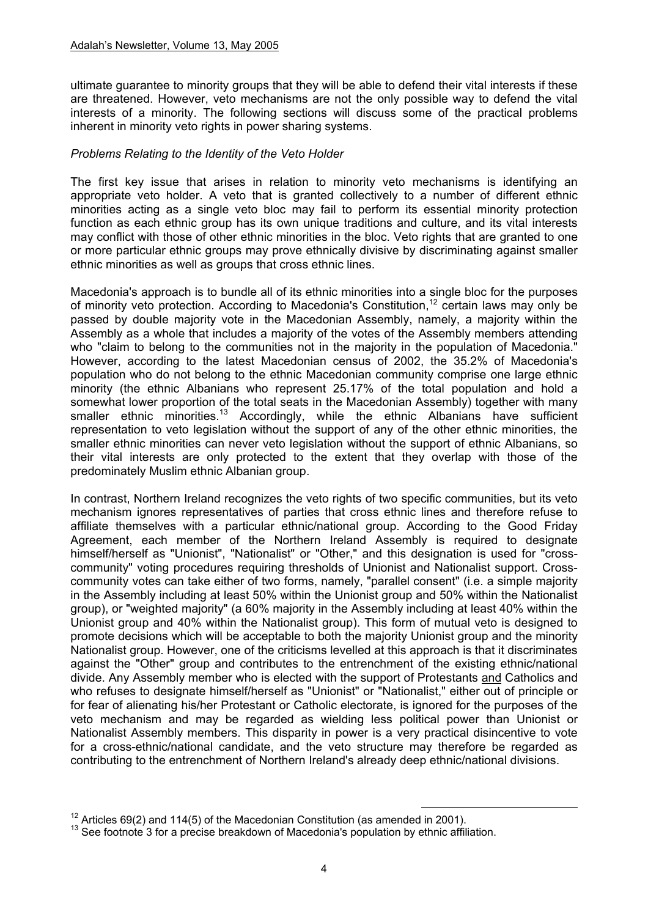ultimate guarantee to minority groups that they will be able to defend their vital interests if these are threatened. However, veto mechanisms are not the only possible way to defend the vital interests of a minority. The following sections will discuss some of the practical problems inherent in minority veto rights in power sharing systems.

*Problems Relating to the Identity of the Veto Holder*

The first key issue that arises in relation to minority veto mechanisms is identifying an appropriate veto holder. A veto that is granted collectively to a number of different ethnic minorities acting as a single veto bloc may fail to perform its essential minority protection function as each ethnic group has its own unique traditions and culture, and its vital interests may conflict with those of other ethnic minorities in the bloc. Veto rights that are granted to one or more particular ethnic groups may prove ethnically divisive by discriminating against smaller ethnic minorities as well as groups that cross ethnic lines.

Macedonia's approach is to bundle all of its ethnic minorities into a single bloc for the purposes of minority veto protection. According to Macedonia's Constitution,[12] certain laws may only be passed by double majority vote in the Macedonian Assembly, namely, a majority within the Assembly as a whole that includes a majority of the votes of the Assembly members attending who "claim to belong to the communities not in the majority in the population of Macedonia." However, according to the latest Macedonian census of 2002, the 35.2% of Macedonia's population who do not belong to the ethnic Macedonian community comprise one large ethnic minority (the ethnic Albanians who represent 25.17% of the total population and hold a somewhat lower proportion of the total seats in the Macedonian Assembly) together with many smaller ethnic minorities.[13] Accordingly, while the ethnic Albanians have sufficient representation to veto legislation without the support of any of the other ethnic minorities, the smaller ethnic minorities can never veto legislation without the support of ethnic Albanians, so their vital interests are only protected to the extent that they overlap with those of the predominately Muslim ethnic Albanian group.

In contrast, Northern Ireland recognizes the veto rights of two specific communities, but its veto mechanism ignores representatives of parties that cross ethnic lines and therefore refuse to affiliate themselves with a particular ethnic/national group. According to the Good Friday Agreement, each member of the Northern Ireland Assembly is required to designate himself/herself as "Unionist", "Nationalist" or "Other," and this designation is used for "cross-community" voting procedures requiring thresholds of Unionist and Nationalist support. Cross-community votes can take either of two forms, namely, "parallel consent" (i.e. a simple majority in the Assembly including at least 50% within the Unionist group and 50% within the Nationalist group), or "weighted majority" (a 60% majority in the Assembly including at least 40% within the Unionist group and 40% within the Nationalist group). This form of mutual veto is designed to promote decisions which will be acceptable to both the majority Unionist group and the minority Nationalist group. However, one of the criticisms levelled at this approach is that it discriminates against the "Other" group and contributes to the entrenchment of the existing ethnic/national divide. Any Assembly member who is elected with the support of Protestants <u>and</u> Catholics and who refuses to designate himself/herself as "Unionist" or "Nationalist," either out of principle or for fear of alienating his/her Protestant or Catholic electorate, is ignored for the purposes of the veto mechanism and may be regarded as wielding less political power than Unionist or Nationalist Assembly members. This disparity in power is a very practical disincentive to vote for a cross-ethnic/national candidate, and the veto structure may therefore be regarded as contributing to the entrenchment of Northern Ireland's already deep ethnic/national divisions.

[12] Articles 69(2) and 114(5) of the Macedonian Constitution (as amended in 2001).

[13] See footnote 3 for a precise breakdown of Macedonia's population by ethnic affiliation.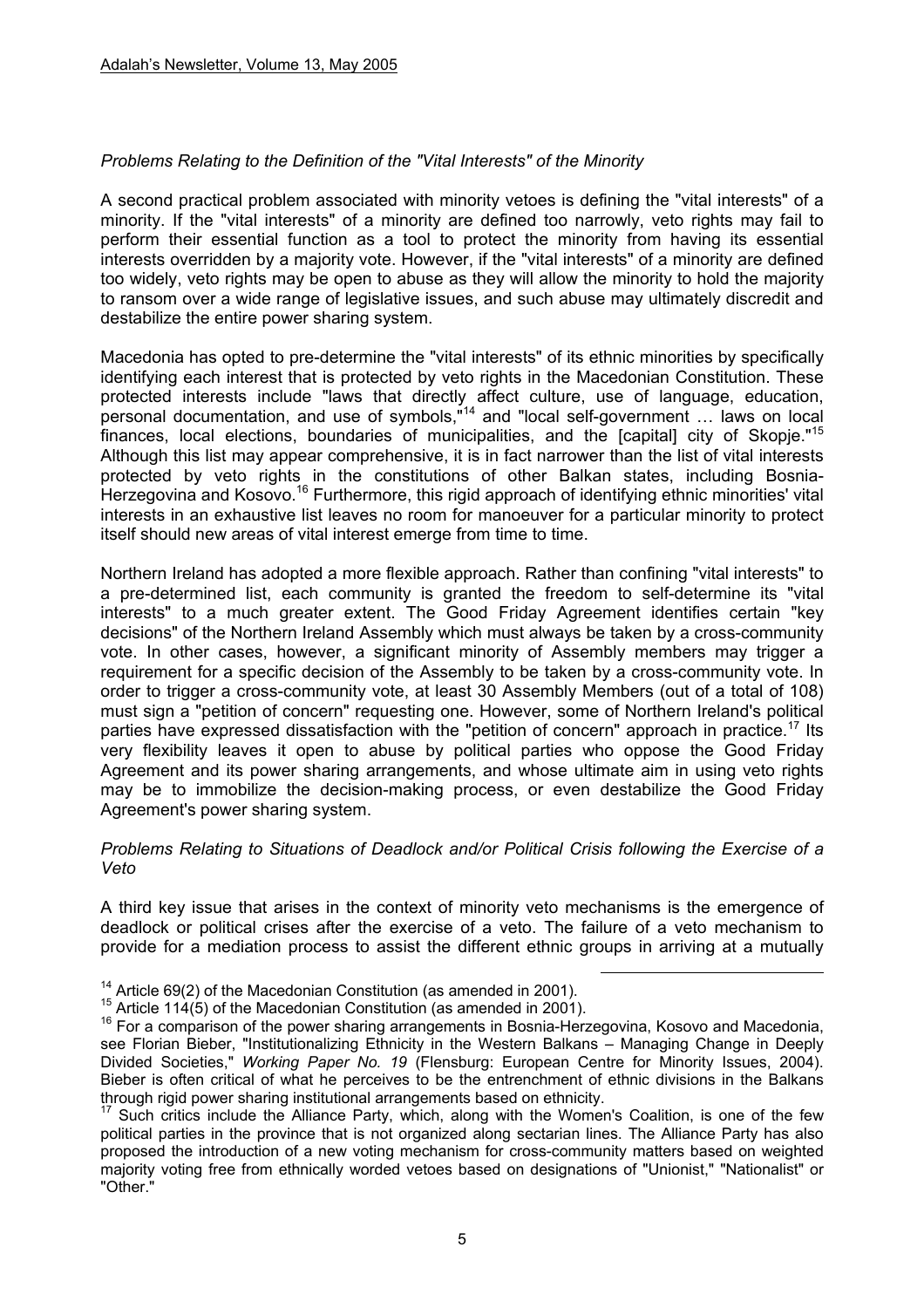*Problems Relating to the Definition of the "Vital Interests" of the Minority*

A second practical problem associated with minority vetoes is defining the "vital interests" of a minority. If the "vital interests" of a minority are defined too narrowly, veto rights may fail to perform their essential function as a tool to protect the minority from having its essential interests overridden by a majority vote. However, if the "vital interests" of a minority are defined too widely, veto rights may be open to abuse as they will allow the minority to hold the majority to ransom over a wide range of legislative issues, and such abuse may ultimately discredit and destabilize the entire power sharing system.

Macedonia has opted to pre-determine the "vital interests" of its ethnic minorities by specifically identifying each interest that is protected by veto rights in the Macedonian Constitution. These protected interests include "laws that directly affect culture, use of language, education, personal documentation, and use of symbols,"[14] and "local self-government … laws on local finances, local elections, boundaries of municipalities, and the [capital] city of Skopje."[15] Although this list may appear comprehensive, it is in fact narrower than the list of vital interests protected by veto rights in the constitutions of other Balkan states, including Bosnia-Herzegovina and Kosovo.[16] Furthermore, this rigid approach of identifying ethnic minorities' vital interests in an exhaustive list leaves no room for manoeuver for a particular minority to protect itself should new areas of vital interest emerge from time to time.

Northern Ireland has adopted a more flexible approach. Rather than confining "vital interests" to a pre-determined list, each community is granted the freedom to self-determine its "vital interests" to a much greater extent. The Good Friday Agreement identifies certain "key decisions" of the Northern Ireland Assembly which must always be taken by a cross-community vote. In other cases, however, a significant minority of Assembly members may trigger a requirement for a specific decision of the Assembly to be taken by a cross-community vote. In order to trigger a cross-community vote, at least 30 Assembly Members (out of a total of 108) must sign a "petition of concern" requesting one. However, some of Northern Ireland's political parties have expressed dissatisfaction with the "petition of concern" approach in practice.[17] Its very flexibility leaves it open to abuse by political parties who oppose the Good Friday Agreement and its power sharing arrangements, and whose ultimate aim in using veto rights may be to immobilize the decision-making process, or even destabilize the Good Friday Agreement's power sharing system.

*Problems Relating to Situations of Deadlock and/or Political Crisis following the Exercise of a Veto*

A third key issue that arises in the context of minority veto mechanisms is the emergence of deadlock or political crises after the exercise of a veto. The failure of a veto mechanism to provide for a mediation process to assist the different ethnic groups in arriving at a mutually

---

[14] Article 69(2) of the Macedonian Constitution (as amended in 2001).

[15] Article 114(5) of the Macedonian Constitution (as amended in 2001).

[16] For a comparison of the power sharing arrangements in Bosnia-Herzegovina, Kosovo and Macedonia, see Florian Bieber, "Institutionalizing Ethnicity in the Western Balkans – Managing Change in Deeply Divided Societies," *Working Paper No. 19* (Flensburg: European Centre for Minority Issues, 2004). Bieber is often critical of what he perceives to be the entrenchment of ethnic divisions in the Balkans through rigid power sharing institutional arrangements based on ethnicity.

[17] Such critics include the Alliance Party, which, along with the Women's Coalition, is one of the few political parties in the province that is not organized along sectarian lines. The Alliance Party has also proposed the introduction of a new voting mechanism for cross-community matters based on weighted majority voting free from ethnically worded vetoes based on designations of "Unionist," "Nationalist" or "Other."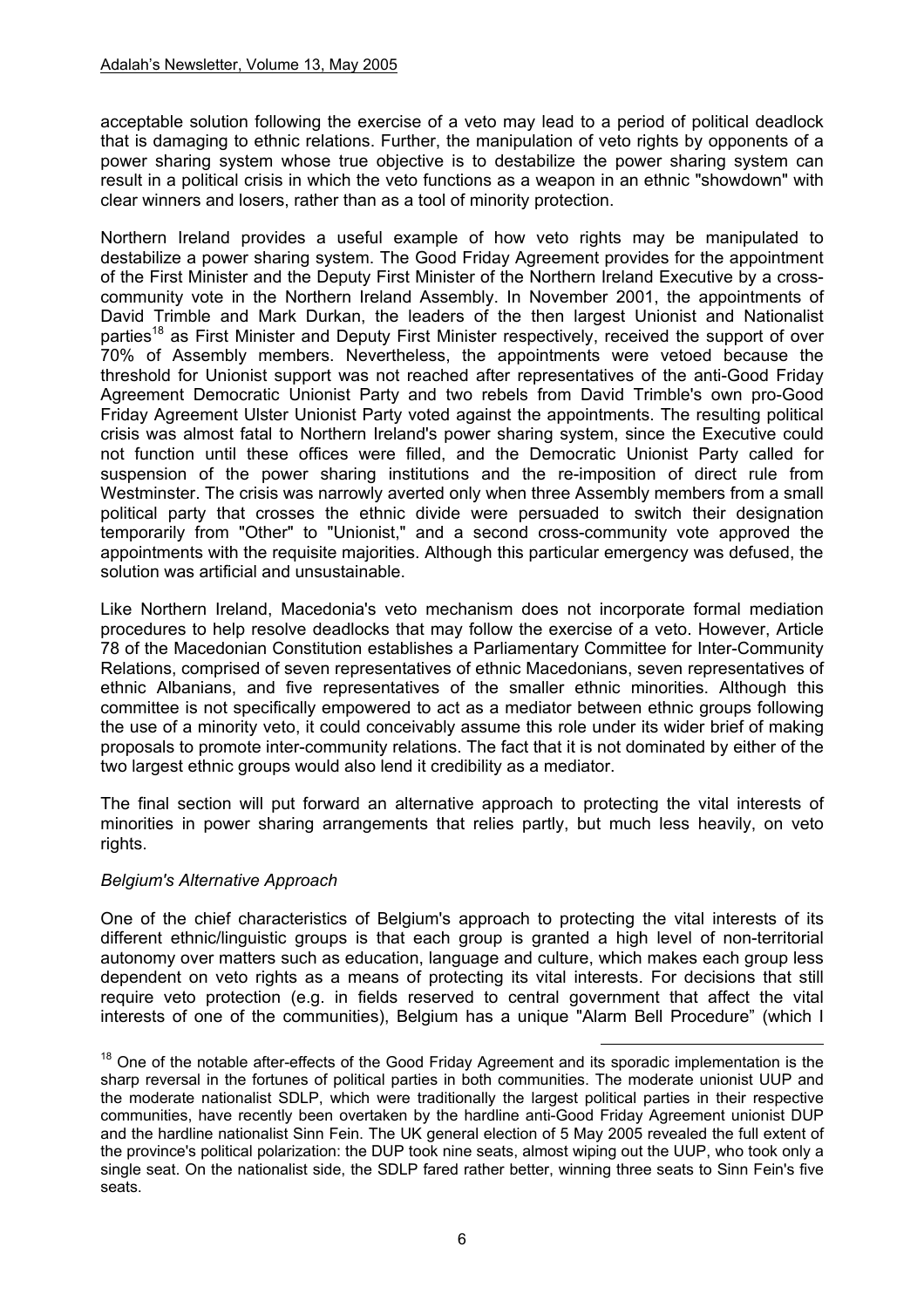acceptable solution following the exercise of a veto may lead to a period of political deadlock that is damaging to ethnic relations. Further, the manipulation of veto rights by opponents of a power sharing system whose true objective is to destabilize the power sharing system can result in a political crisis in which the veto functions as a weapon in an ethnic "showdown" with clear winners and losers, rather than as a tool of minority protection.

Northern Ireland provides a useful example of how veto rights may be manipulated to destabilize a power sharing system. The Good Friday Agreement provides for the appointment of the First Minister and the Deputy First Minister of the Northern Ireland Executive by a cross-community vote in the Northern Ireland Assembly. In November 2001, the appointments of David Trimble and Mark Durkan, the leaders of the then largest Unionist and Nationalist parties[18] as First Minister and Deputy First Minister respectively, received the support of over 70% of Assembly members. Nevertheless, the appointments were vetoed because the threshold for Unionist support was not reached after representatives of the anti-Good Friday Agreement Democratic Unionist Party and two rebels from David Trimble's own pro-Good Friday Agreement Ulster Unionist Party voted against the appointments. The resulting political crisis was almost fatal to Northern Ireland's power sharing system, since the Executive could not function until these offices were filled, and the Democratic Unionist Party called for suspension of the power sharing institutions and the re-imposition of direct rule from Westminster. The crisis was narrowly averted only when three Assembly members from a small political party that crosses the ethnic divide were persuaded to switch their designation temporarily from "Other" to "Unionist," and a second cross-community vote approved the appointments with the requisite majorities. Although this particular emergency was defused, the solution was artificial and unsustainable.

Like Northern Ireland, Macedonia's veto mechanism does not incorporate formal mediation procedures to help resolve deadlocks that may follow the exercise of a veto. However, Article 78 of the Macedonian Constitution establishes a Parliamentary Committee for Inter-Community Relations, comprised of seven representatives of ethnic Macedonians, seven representatives of ethnic Albanians, and five representatives of the smaller ethnic minorities. Although this committee is not specifically empowered to act as a mediator between ethnic groups following the use of a minority veto, it could conceivably assume this role under its wider brief of making proposals to promote inter-community relations. The fact that it is not dominated by either of the two largest ethnic groups would also lend it credibility as a mediator.

The final section will put forward an alternative approach to protecting the vital interests of minorities in power sharing arrangements that relies partly, but much less heavily, on veto rights.

*Belgium's Alternative Approach*

One of the chief characteristics of Belgium's approach to protecting the vital interests of its different ethnic/linguistic groups is that each group is granted a high level of non-territorial autonomy over matters such as education, language and culture, which makes each group less dependent on veto rights as a means of protecting its vital interests. For decisions that still require veto protection (e.g. in fields reserved to central government that affect the vital interests of one of the communities), Belgium has a unique "Alarm Bell Procedure" (which I

---

[18] One of the notable after-effects of the Good Friday Agreement and its sporadic implementation is the sharp reversal in the fortunes of political parties in both communities. The moderate unionist UUP and the moderate nationalist SDLP, which were traditionally the largest political parties in their respective communities, have recently been overtaken by the hardline anti-Good Friday Agreement unionist DUP and the hardline nationalist Sinn Fein. The UK general election of 5 May 2005 revealed the full extent of the province's political polarization: the DUP took nine seats, almost wiping out the UUP, who took only a single seat. On the nationalist side, the SDLP fared rather better, winning three seats to Sinn Fein's five seats.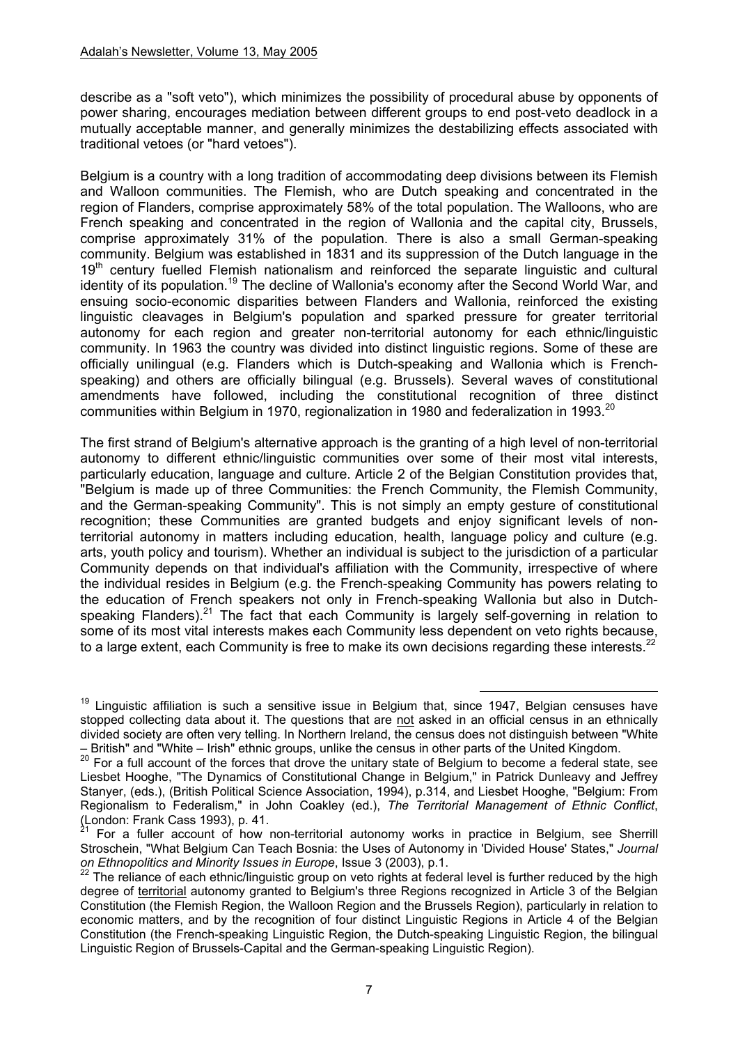describe as a "soft veto"), which minimizes the possibility of procedural abuse by opponents of power sharing, encourages mediation between different groups to end post-veto deadlock in a mutually acceptable manner, and generally minimizes the destabilizing effects associated with traditional vetoes (or "hard vetoes").

Belgium is a country with a long tradition of accommodating deep divisions between its Flemish and Walloon communities. The Flemish, who are Dutch speaking and concentrated in the region of Flanders, comprise approximately 58% of the total population. The Walloons, who are French speaking and concentrated in the region of Wallonia and the capital city, Brussels, comprise approximately 31% of the population. There is also a small German-speaking community. Belgium was established in 1831 and its suppression of the Dutch language in the 19th century fuelled Flemish nationalism and reinforced the separate linguistic and cultural identity of its population.[19] The decline of Wallonia's economy after the Second World War, and ensuing socio-economic disparities between Flanders and Wallonia, reinforced the existing linguistic cleavages in Belgium's population and sparked pressure for greater territorial autonomy for each region and greater non-territorial autonomy for each ethnic/linguistic community. In 1963 the country was divided into distinct linguistic regions. Some of these are officially unilingual (e.g. Flanders which is Dutch-speaking and Wallonia which is French-speaking) and others are officially bilingual (e.g. Brussels). Several waves of constitutional amendments have followed, including the constitutional recognition of three distinct communities within Belgium in 1970, regionalization in 1980 and federalization in 1993.[20]

The first strand of Belgium's alternative approach is the granting of a high level of non-territorial autonomy to different ethnic/linguistic communities over some of their most vital interests, particularly education, language and culture. Article 2 of the Belgian Constitution provides that, "Belgium is made up of three Communities: the French Community, the Flemish Community, and the German-speaking Community". This is not simply an empty gesture of constitutional recognition; these Communities are granted budgets and enjoy significant levels of non-territorial autonomy in matters including education, health, language policy and culture (e.g. arts, youth policy and tourism). Whether an individual is subject to the jurisdiction of a particular Community depends on that individual's affiliation with the Community, irrespective of where the individual resides in Belgium (e.g. the French-speaking Community has powers relating to the education of French speakers not only in French-speaking Wallonia but also in Dutch-speaking Flanders).[21] The fact that each Community is largely self-governing in relation to some of its most vital interests makes each Community less dependent on veto rights because, to a large extent, each Community is free to make its own decisions regarding these interests.[22]

---

[19] Linguistic affiliation is such a sensitive issue in Belgium that, since 1947, Belgian censuses have stopped collecting data about it. The questions that are not asked in an official census in an ethnically divided society are often very telling. In Northern Ireland, the census does not distinguish between "White – British" and "White – Irish" ethnic groups, unlike the census in other parts of the United Kingdom.

[20] For a full account of the forces that drove the unitary state of Belgium to become a federal state, see Liesbet Hooghe, "The Dynamics of Constitutional Change in Belgium," in Patrick Dunleavy and Jeffrey Stanyer, (eds.), (British Political Science Association, 1994), p.314, and Liesbet Hooghe, "Belgium: From Regionalism to Federalism," in John Coakley (ed.), *The Territorial Management of Ethnic Conflict*, (London: Frank Cass 1993), p. 41.

[21] For a fuller account of how non-territorial autonomy works in practice in Belgium, see Sherrill Stroschein, "What Belgium Can Teach Bosnia: the Uses of Autonomy in 'Divided House' States," *Journal on Ethnopolitics and Minority Issues in Europe*, Issue 3 (2003), p.1.

[22] The reliance of each ethnic/linguistic group on veto rights at federal level is further reduced by the high degree of territorial autonomy granted to Belgium's three Regions recognized in Article 3 of the Belgian Constitution (the Flemish Region, the Walloon Region and the Brussels Region), particularly in relation to economic matters, and by the recognition of four distinct Linguistic Regions in Article 4 of the Belgian Constitution (the French-speaking Linguistic Region, the Dutch-speaking Linguistic Region, the bilingual Linguistic Region of Brussels-Capital and the German-speaking Linguistic Region).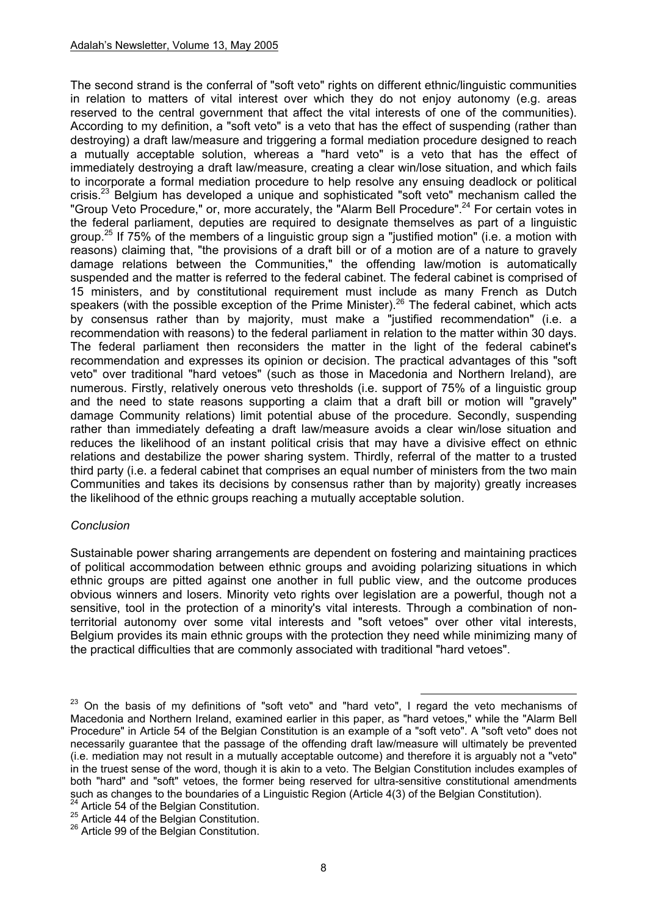The second strand is the conferral of "soft veto" rights on different ethnic/linguistic communities in relation to matters of vital interest over which they do not enjoy autonomy (e.g. areas reserved to the central government that affect the vital interests of one of the communities). According to my definition, a "soft veto" is a veto that has the effect of suspending (rather than destroying) a draft law/measure and triggering a formal mediation procedure designed to reach a mutually acceptable solution, whereas a "hard veto" is a veto that has the effect of immediately destroying a draft law/measure, creating a clear win/lose situation, and which fails to incorporate a formal mediation procedure to help resolve any ensuing deadlock or political crisis.[23] Belgium has developed a unique and sophisticated "soft veto" mechanism called the "Group Veto Procedure," or, more accurately, the "Alarm Bell Procedure".[24] For certain votes in the federal parliament, deputies are required to designate themselves as part of a linguistic group.[25] If 75% of the members of a linguistic group sign a "justified motion" (i.e. a motion with reasons) claiming that, "the provisions of a draft bill or of a motion are of a nature to gravely damage relations between the Communities," the offending law/motion is automatically suspended and the matter is referred to the federal cabinet. The federal cabinet is comprised of 15 ministers, and by constitutional requirement must include as many French as Dutch speakers (with the possible exception of the Prime Minister).[26] The federal cabinet, which acts by consensus rather than by majority, must make a "justified recommendation" (i.e. a recommendation with reasons) to the federal parliament in relation to the matter within 30 days. The federal parliament then reconsiders the matter in the light of the federal cabinet's recommendation and expresses its opinion or decision. The practical advantages of this "soft veto" over traditional "hard vetoes" (such as those in Macedonia and Northern Ireland), are numerous. Firstly, relatively onerous veto thresholds (i.e. support of 75% of a linguistic group and the need to state reasons supporting a claim that a draft bill or motion will "gravely" damage Community relations) limit potential abuse of the procedure. Secondly, suspending rather than immediately defeating a draft law/measure avoids a clear win/lose situation and reduces the likelihood of an instant political crisis that may have a divisive effect on ethnic relations and destabilize the power sharing system. Thirdly, referral of the matter to a trusted third party (i.e. a federal cabinet that comprises an equal number of ministers from the two main Communities and takes its decisions by consensus rather than by majority) greatly increases the likelihood of the ethnic groups reaching a mutually acceptable solution.

*Conclusion*

Sustainable power sharing arrangements are dependent on fostering and maintaining practices of political accommodation between ethnic groups and avoiding polarizing situations in which ethnic groups are pitted against one another in full public view, and the outcome produces obvious winners and losers. Minority veto rights over legislation are a powerful, though not a sensitive, tool in the protection of a minority's vital interests. Through a combination of non-territorial autonomy over some vital interests and "soft vetoes" over other vital interests, Belgium provides its main ethnic groups with the protection they need while minimizing many of the practical difficulties that are commonly associated with traditional "hard vetoes".

---

[23] On the basis of my definitions of "soft veto" and "hard veto", I regard the veto mechanisms of Macedonia and Northern Ireland, examined earlier in this paper, as "hard vetoes," while the "Alarm Bell Procedure" in Article 54 of the Belgian Constitution is an example of a "soft veto". A "soft veto" does not necessarily guarantee that the passage of the offending draft law/measure will ultimately be prevented (i.e. mediation may not result in a mutually acceptable outcome) and therefore it is arguably not a "veto" in the truest sense of the word, though it is akin to a veto. The Belgian Constitution includes examples of both "hard" and "soft" vetoes, the former being reserved for ultra-sensitive constitutional amendments such as changes to the boundaries of a Linguistic Region (Article 4(3) of the Belgian Constitution).

[24] Article 54 of the Belgian Constitution.

[25] Article 44 of the Belgian Constitution.

[26] Article 99 of the Belgian Constitution.